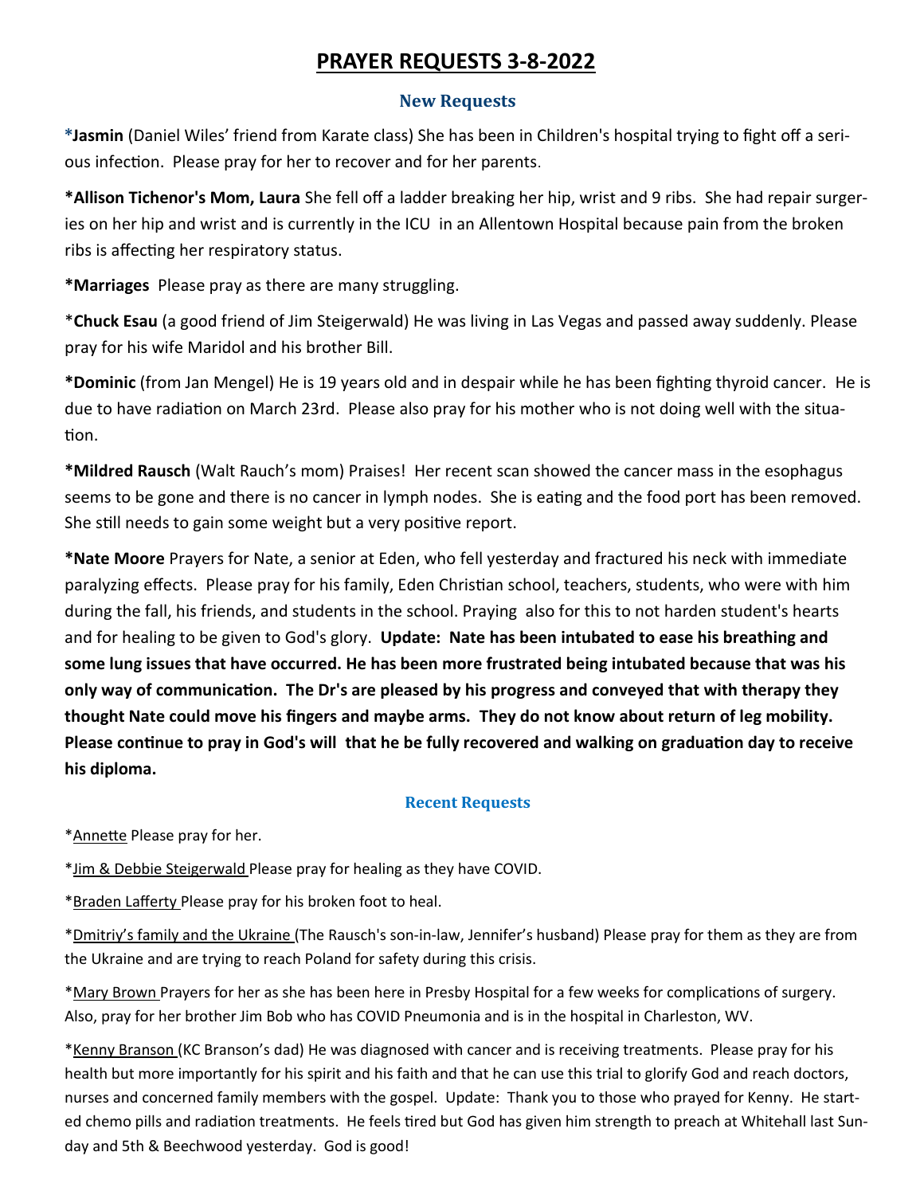# PRAYER REQUESTS 3-8-2022

## New Requests

***Jasmin** (Daniel Wiles' friend from Karate class) She has been in Children's hospital trying to fight off a serious infection. Please pray for her to recover and for her parents.

**\*Allison Tichenor's Mom, Laura** She fell off a ladder breaking her hip, wrist and 9 ribs. She had repair surgeries on her hip and wrist and is currently in the ICU in an Allentown Hospital because pain from the broken ribs is affecting her respiratory status.

**\*Marriages** Please pray as there are many struggling.

*__Chuck Esau__ (a good friend of Jim Steigerwald) He was living in Las Vegas and passed away suddenly. Please pray for his wife Maridol and his brother Bill.

**\*Dominic** (from Jan Mengel) He is 19 years old and in despair while he has been fighting thyroid cancer. He is due to have radiation on March 23rd. Please also pray for his mother who is not doing well with the situation.

**\*Mildred Rausch** (Walt Rauch's mom) Praises! Her recent scan showed the cancer mass in the esophagus seems to be gone and there is no cancer in lymph nodes. She is eating and the food port has been removed. She still needs to gain some weight but a very positive report.

**\*Nate Moore** Prayers for Nate, a senior at Eden, who fell yesterday and fractured his neck with immediate paralyzing effects. Please pray for his family, Eden Christian school, teachers, students, who were with him during the fall, his friends, and students in the school. Praying also for this to not harden student's hearts and for healing to be given to God's glory. **Update: Nate has been intubated to ease his breathing and some lung issues that have occurred. He has been more frustrated being intubated because that was his only way of communication. The Dr's are pleased by his progress and conveyed that with therapy they thought Nate could move his fingers and maybe arms. They do not know about return of leg mobility. Please continue to pray in God's will that he be fully recovered and walking on graduation day to receive his diploma.**

## Recent Requests

*Annette Please pray for her.

*Jim & Debbie Steigerwald Please pray for healing as they have COVID.

*Braden Lafferty Please pray for his broken foot to heal.

*Dmitriy's family and the Ukraine (The Rausch's son-in-law, Jennifer's husband) Please pray for them as they are from the Ukraine and are trying to reach Poland for safety during this crisis.

*Mary Brown Prayers for her as she has been here in Presby Hospital for a few weeks for complications of surgery. Also, pray for her brother Jim Bob who has COVID Pneumonia and is in the hospital in Charleston, WV.

*Kenny Branson (KC Branson's dad) He was diagnosed with cancer and is receiving treatments. Please pray for his health but more importantly for his spirit and his faith and that he can use this trial to glorify God and reach doctors, nurses and concerned family members with the gospel. Update: Thank you to those who prayed for Kenny. He started chemo pills and radiation treatments. He feels tired but God has given him strength to preach at Whitehall last Sunday and 5th & Beechwood yesterday. God is good!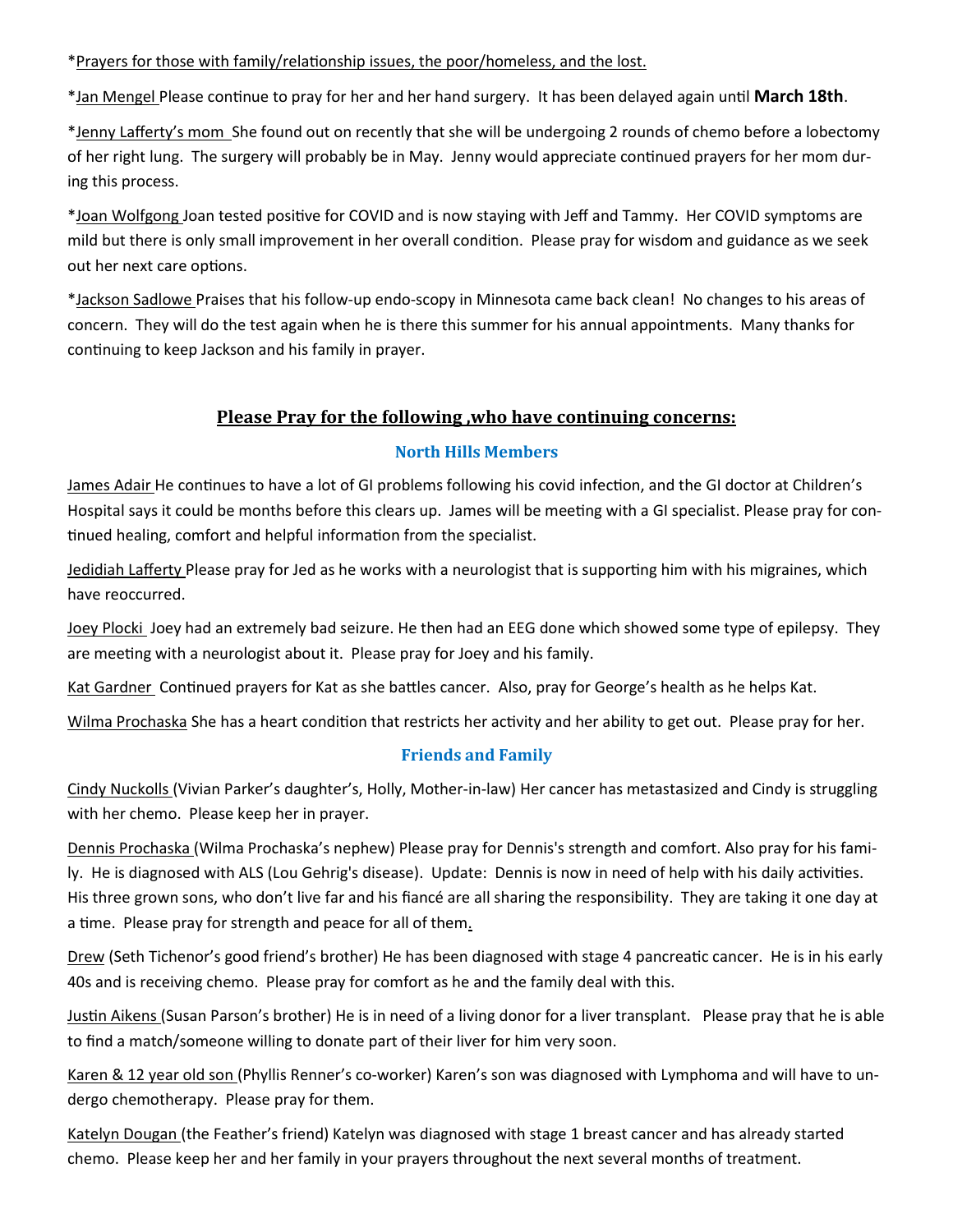*Prayers for those with family/relationship issues, the poor/homeless, and the lost.

*Jan Mengel Please continue to pray for her and her hand surgery. It has been delayed again until **March 18th**.

*Jenny Lafferty's mom She found out on recently that she will be undergoing 2 rounds of chemo before a lobectomy of her right lung. The surgery will probably be in May. Jenny would appreciate continued prayers for her mom during this process.

*Joan Wolfgong Joan tested positive for COVID and is now staying with Jeff and Tammy. Her COVID symptoms are mild but there is only small improvement in her overall condition. Please pray for wisdom and guidance as we seek out her next care options.

*Jackson Sadlowe Praises that his follow-up endo-scopy in Minnesota came back clean! No changes to his areas of concern. They will do the test again when he is there this summer for his annual appointments. Many thanks for continuing to keep Jackson and his family in prayer.

## Please Pray for the following ,who have continuing concerns:

### North Hills Members

James Adair He continues to have a lot of GI problems following his covid infection, and the GI doctor at Children's Hospital says it could be months before this clears up. James will be meeting with a GI specialist. Please pray for continued healing, comfort and helpful information from the specialist.

Jedidiah Lafferty Please pray for Jed as he works with a neurologist that is supporting him with his migraines, which have reoccurred.

Joey Plocki Joey had an extremely bad seizure. He then had an EEG done which showed some type of epilepsy. They are meeting with a neurologist about it. Please pray for Joey and his family.

Kat Gardner Continued prayers for Kat as she battles cancer. Also, pray for George's health as he helps Kat.

Wilma Prochaska She has a heart condition that restricts her activity and her ability to get out. Please pray for her.

### Friends and Family

Cindy Nuckolls (Vivian Parker's daughter's, Holly, Mother-in-law) Her cancer has metastasized and Cindy is struggling with her chemo. Please keep her in prayer.

Dennis Prochaska (Wilma Prochaska's nephew) Please pray for Dennis's strength and comfort. Also pray for his family. He is diagnosed with ALS (Lou Gehrig's disease). Update: Dennis is now in need of help with his daily activities. His three grown sons, who don't live far and his fiancé are all sharing the responsibility. They are taking it one day at a time. Please pray for strength and peace for all of them.

Drew (Seth Tichenor's good friend's brother) He has been diagnosed with stage 4 pancreatic cancer. He is in his early 40s and is receiving chemo. Please pray for comfort as he and the family deal with this.

Justin Aikens (Susan Parson's brother) He is in need of a living donor for a liver transplant. Please pray that he is able to find a match/someone willing to donate part of their liver for him very soon.

Karen & 12 year old son (Phyllis Renner's co-worker) Karen's son was diagnosed with Lymphoma and will have to undergo chemotherapy. Please pray for them.

Katelyn Dougan (the Feather's friend) Katelyn was diagnosed with stage 1 breast cancer and has already started chemo. Please keep her and her family in your prayers throughout the next several months of treatment.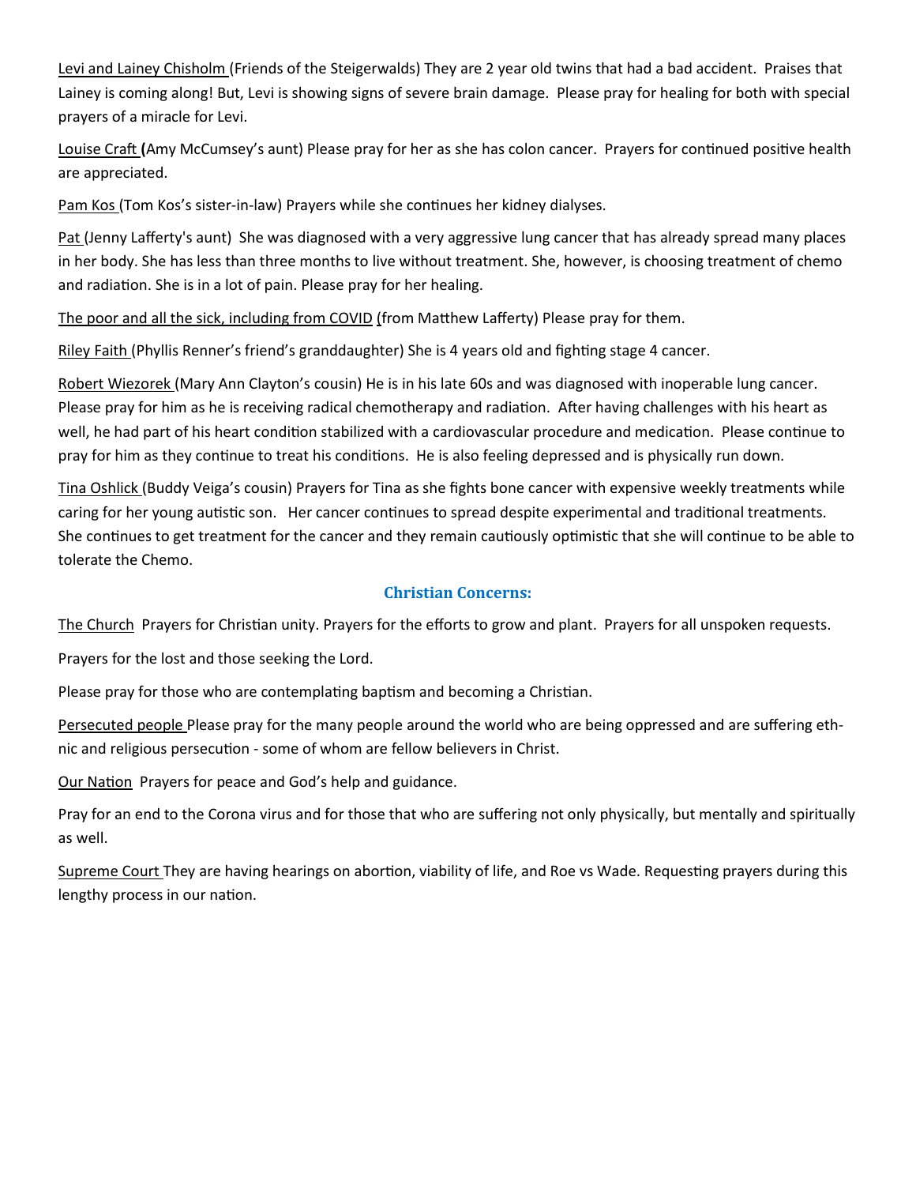<u>Levi and Lainey Chisholm</u> (Friends of the Steigerwalds) They are 2 year old twins that had a bad accident. Praises that Lainey is coming along! But, Levi is showing signs of severe brain damage. Please pray for healing for both with special prayers of a miracle for Levi.

<u>Louise Craft</u> **(**Amy McCumsey's aunt) Please pray for her as she has colon cancer. Prayers for continued positive health are appreciated.

<u>Pam Kos</u> (Tom Kos's sister-in-law) Prayers while she continues her kidney dialyses.

<u>Pat</u> (Jenny Lafferty's aunt) She was diagnosed with a very aggressive lung cancer that has already spread many places in her body. She has less than three months to live without treatment. She, however, is choosing treatment of chemo and radiation. She is in a lot of pain. Please pray for her healing.

<u>The poor and all the sick, including from COVID</u> (from Matthew Lafferty) Please pray for them.

<u>Riley Faith</u> (Phyllis Renner's friend's granddaughter) She is 4 years old and fighting stage 4 cancer.

<u>Robert Wiezorek</u> (Mary Ann Clayton's cousin) He is in his late 60s and was diagnosed with inoperable lung cancer. Please pray for him as he is receiving radical chemotherapy and radiation. After having challenges with his heart as well, he had part of his heart condition stabilized with a cardiovascular procedure and medication. Please continue to pray for him as they continue to treat his conditions. He is also feeling depressed and is physically run down.

<u>Tina Oshlick</u> (Buddy Veiga's cousin) Prayers for Tina as she fights bone cancer with expensive weekly treatments while caring for her young autistic son. Her cancer continues to spread despite experimental and traditional treatments. She continues to get treatment for the cancer and they remain cautiously optimistic that she will continue to be able to tolerate the Chemo.

### Christian Concerns:

<u>The Church</u> Prayers for Christian unity. Prayers for the efforts to grow and plant. Prayers for all unspoken requests.

Prayers for the lost and those seeking the Lord.

Please pray for those who are contemplating baptism and becoming a Christian.

<u>Persecuted people</u> Please pray for the many people around the world who are being oppressed and are suffering ethnic and religious persecution - some of whom are fellow believers in Christ.

<u>Our Nation</u> Prayers for peace and God's help and guidance.

Pray for an end to the Corona virus and for those that who are suffering not only physically, but mentally and spiritually as well.

<u>Supreme Court</u> They are having hearings on abortion, viability of life, and Roe vs Wade. Requesting prayers during this lengthy process in our nation.